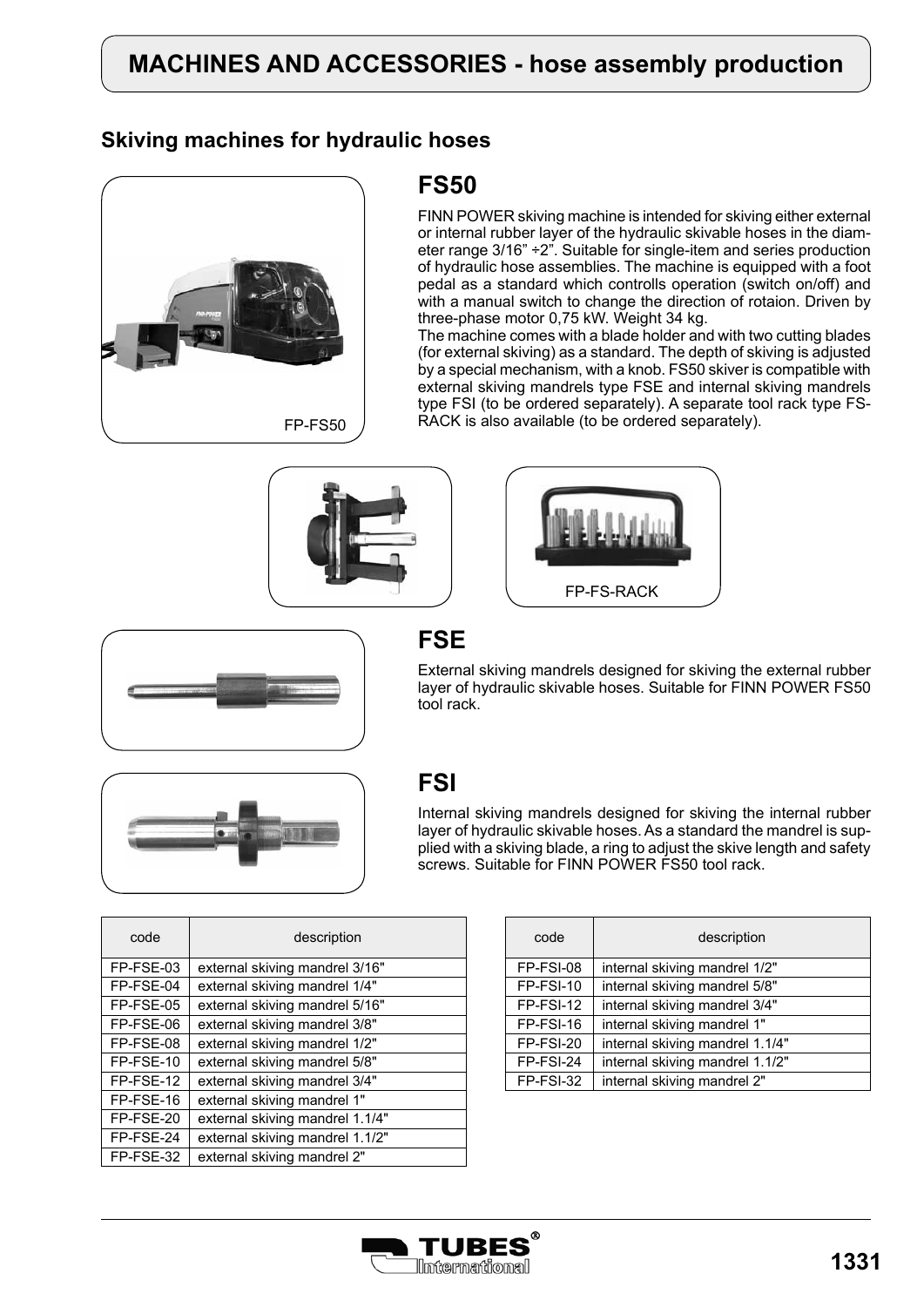# MACHINES AND ACCESSORIES - hose assembly production

## Skiving machines for hydraulic hoses

FP-FS50

### FS50

FINN POWER skiving machine is intended for skiving either external or internal rubber layer of the hydraulic skivable hoses in the diameter range 3/16" ÷2". Suitable for single-item and series production of hydraulic hose assemblies. The machine is equipped with a foot pedal as a standard which controlls operation (switch on/off) and with a manual switch to change the direction of rotaion. Driven by three-phase motor 0,75 kW. Weight 34 kg.

The machine comes with a blade holder and with two cutting blades (for external skiving) as a standard. The depth of skiving is adjusted by a special mechanism, with a knob. FS50 skiver is compatible with external skiving mandrels type FSE and internal skiving mandrels type FSI (to be ordered separately). A separate tool rack type FS-RACK is also available (to be ordered separately).

FP-FS-RACK

### FSE

External skiving mandrels designed for skiving the external rubber layer of hydraulic skivable hoses. Suitable for FINN POWER FS50 tool rack.

### FSI

Internal skiving mandrels designed for skiving the internal rubber layer of hydraulic skivable hoses. As a standard the mandrel is supplied with a skiving blade, a ring to adjust the skive length and safety screws. Suitable for FINN POWER FS50 tool rack.

| code | description |
|---|---|
| FP-FSE-03 | external skiving mandrel 3/16" |
| FP-FSE-04 | external skiving mandrel 1/4" |
| FP-FSE-05 | external skiving mandrel 5/16" |
| FP-FSE-06 | external skiving mandrel 3/8" |
| FP-FSE-08 | external skiving mandrel 1/2" |
| FP-FSE-10 | external skiving mandrel 5/8" |
| FP-FSE-12 | external skiving mandrel 3/4" |
| FP-FSE-16 | external skiving mandrel 1" |
| FP-FSE-20 | external skiving mandrel 1.1/4" |
| FP-FSE-24 | external skiving mandrel 1.1/2" |
| FP-FSE-32 | external skiving mandrel 2" |

| code | description |
|---|---|
| FP-FSI-08 | internal skiving mandrel 1/2" |
| FP-FSI-10 | internal skiving mandrel 5/8" |
| FP-FSI-12 | internal skiving mandrel 3/4" |
| FP-FSI-16 | internal skiving mandrel 1" |
| FP-FSI-20 | internal skiving mandrel 1.1/4" |
| FP-FSI-24 | internal skiving mandrel 1.1/2" |
| FP-FSI-32 | internal skiving mandrel 2" |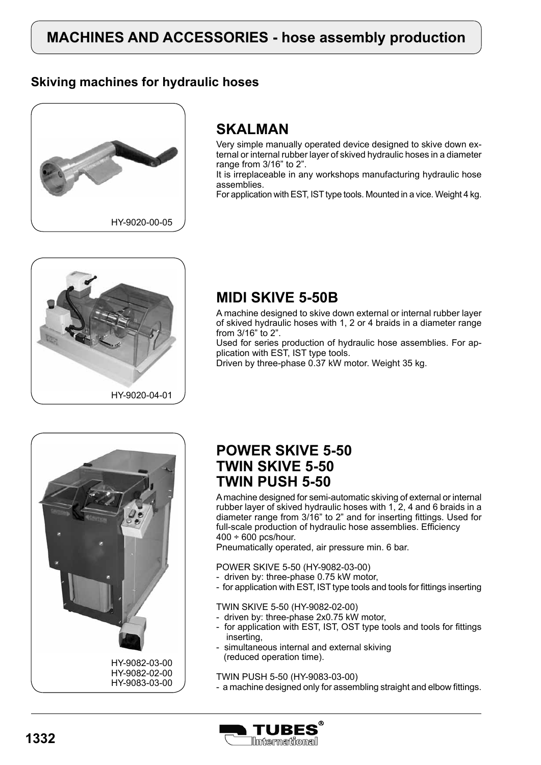# MACHINES AND ACCESSORIES - hose assembly production

## Skiving machines for hydraulic hoses

HY-9020-00-05

### SKALMAN

Very simple manually operated device designed to skive down external or internal rubber layer of skived hydraulic hoses in a diameter range from 3/16" to 2".

It is irreplaceable in any workshops manufacturing hydraulic hose assemblies.

For application with EST, IST type tools. Mounted in a vice. Weight 4 kg.

HY-9020-04-01

### MIDI SKIVE 5-50B

A machine designed to skive down external or internal rubber layer of skived hydraulic hoses with 1, 2 or 4 braids in a diameter range from 3/16" to 2".

Used for series production of hydraulic hose assemblies. For application with EST, IST type tools.

Driven by three-phase 0.37 kW motor. Weight 35 kg.

HY-9082-03-00
HY-9082-02-00
HY-9083-03-00

### POWER SKIVE 5-50
### TWIN SKIVE 5-50
### TWIN PUSH 5-50

A machine designed for semi-automatic skiving of external or internal rubber layer of skived hydraulic hoses with 1, 2, 4 and 6 braids in a diameter range from 3/16" to 2" and for inserting fittings. Used for full-scale production of hydraulic hose assemblies. Efficiency 400 ÷ 600 pcs/hour.

Pneumatically operated, air pressure min. 6 bar.

POWER SKIVE 5-50 (HY-9082-03-00)
- driven by: three-phase 0.75 kW motor,
- for application with EST, IST type tools and tools for fittings inserting

TWIN SKIVE 5-50 (HY-9082-02-00)
- driven by: three-phase 2x0.75 kW motor,
- for application with EST, IST, OST type tools and tools for fittings inserting,
- simultaneous internal and external skiving (reduced operation time).

TWIN PUSH 5-50 (HY-9083-03-00)
- a machine designed only for assembling straight and elbow fittings.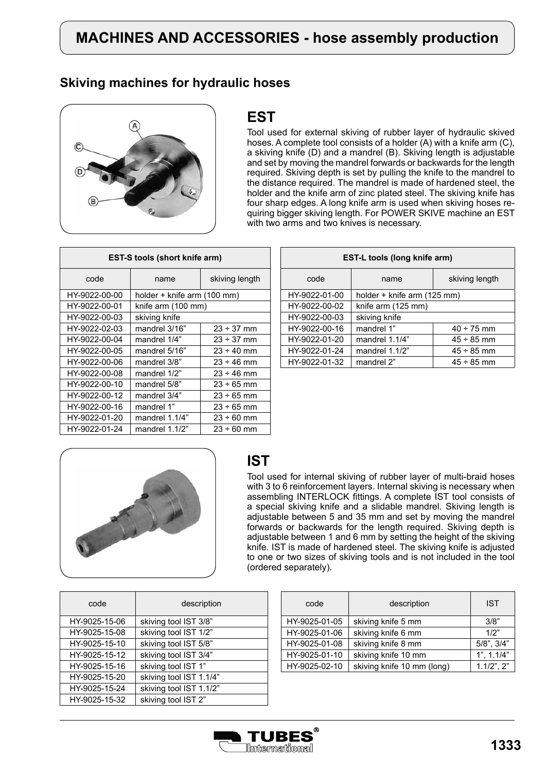# MACHINES AND ACCESSORIES - hose assembly production

## Skiving machines for hydraulic hoses

## EST

Tool used for external skiving of rubber layer of hydraulic skived hoses. A complete tool consists of a holder (A) with a knife arm (C), a skiving knife (D) and a mandrel (B). Skiving length is adjustable and set by moving the mandrel forwards or backwards for the length required. Skiving depth is set by pulling the knife to the mandrel to the distance required. The mandrel is made of hardened steel, the holder and the knife arm of zinc plated steel. The skiving knife has four sharp edges. A long knife arm is used when skiving hoses requiring bigger skiving length. For POWER SKIVE machine an EST with two arms and two knives is necessary.

| EST-S tools (short knife arm) | | |
|---|---|---|
| code | name | skiving length |
| HY-9022-00-00 | holder + knife arm (100 mm) | |
| HY-9022-00-01 | knife arm (100 mm) | |
| HY-9022-00-03 | skiving knife | |
| HY-9022-02-03 | mandrel 3/16" | 23 ÷ 37 mm |
| HY-9022-00-04 | mandrel 1/4" | 23 ÷ 37 mm |
| HY-9022-00-05 | mandrel 5/16" | 23 ÷ 40 mm |
| HY-9022-00-06 | mandrel 3/8" | 23 ÷ 46 mm |
| HY-9022-00-08 | mandrel 1/2" | 23 ÷ 46 mm |
| HY-9022-00-10 | mandrel 5/8" | 23 ÷ 65 mm |
| HY-9022-00-12 | mandrel 3/4" | 23 ÷ 65 mm |
| HY-9022-00-16 | mandrel 1" | 23 ÷ 65 mm |
| HY-9022-01-20 | mandrel 1.1/4" | 23 ÷ 60 mm |
| HY-9022-01-24 | mandrel 1.1/2" | 23 ÷ 60 mm |

| EST-L tools (long knife arm) | | |
|---|---|---|
| code | name | skiving length |
| HY-9022-01-00 | holder + knife arm (125 mm) | |
| HY-9022-00-02 | knife arm (125 mm) | |
| HY-9022-00-03 | skiving knife | |
| HY-9022-00-16 | mandrel 1" | 40 ÷ 75 mm |
| HY-9022-01-20 | mandrel 1.1/4" | 45 ÷ 85 mm |
| HY-9022-01-24 | mandrel 1.1/2" | 45 ÷ 85 mm |
| HY-9022-01-32 | mandrel 2" | 45 ÷ 85 mm |

## IST

Tool used for internal skiving of rubber layer of multi-braid hoses with 3 to 6 reinforcement layers. Internal skiving is necessary when assembling INTERLOCK fittings. A complete IST tool consists of a special skiving knife and a slidable mandrel. Skiving length is adjustable between 5 and 35 mm and set by moving the mandrel forwards or backwards for the length required. Skiving depth is adjustable between 1 and 6 mm by setting the height of the skiving knife. IST is made of hardened steel. The skiving knife is adjusted to one or two sizes of skiving tools and is not included in the tool (ordered separately).

| code | description |
|---|---|
| HY-9025-15-06 | skiving tool IST 3/8" |
| HY-9025-15-08 | skiving tool IST 1/2" |
| HY-9025-15-10 | skiving tool IST 5/8" |
| HY-9025-15-12 | skiving tool IST 3/4" |
| HY-9025-15-16 | skiving tool IST 1" |
| HY-9025-15-20 | skiving tool IST 1.1/4" |
| HY-9025-15-24 | skiving tool IST 1.1/2" |
| HY-9025-15-32 | skiving tool IST 2" |

| code | description | IST |
|---|---|---|
| HY-9025-01-05 | skiving knife 5 mm | 3/8" |
| HY-9025-01-06 | skiving knife 6 mm | 1/2" |
| HY-9025-01-08 | skiving knife 8 mm | 5/8", 3/4" |
| HY-9025-01-10 | skiving knife 10 mm | 1", 1.1/4" |
| HY-9025-02-10 | skiving knife 10 mm (long) | 1.1/2", 2" |